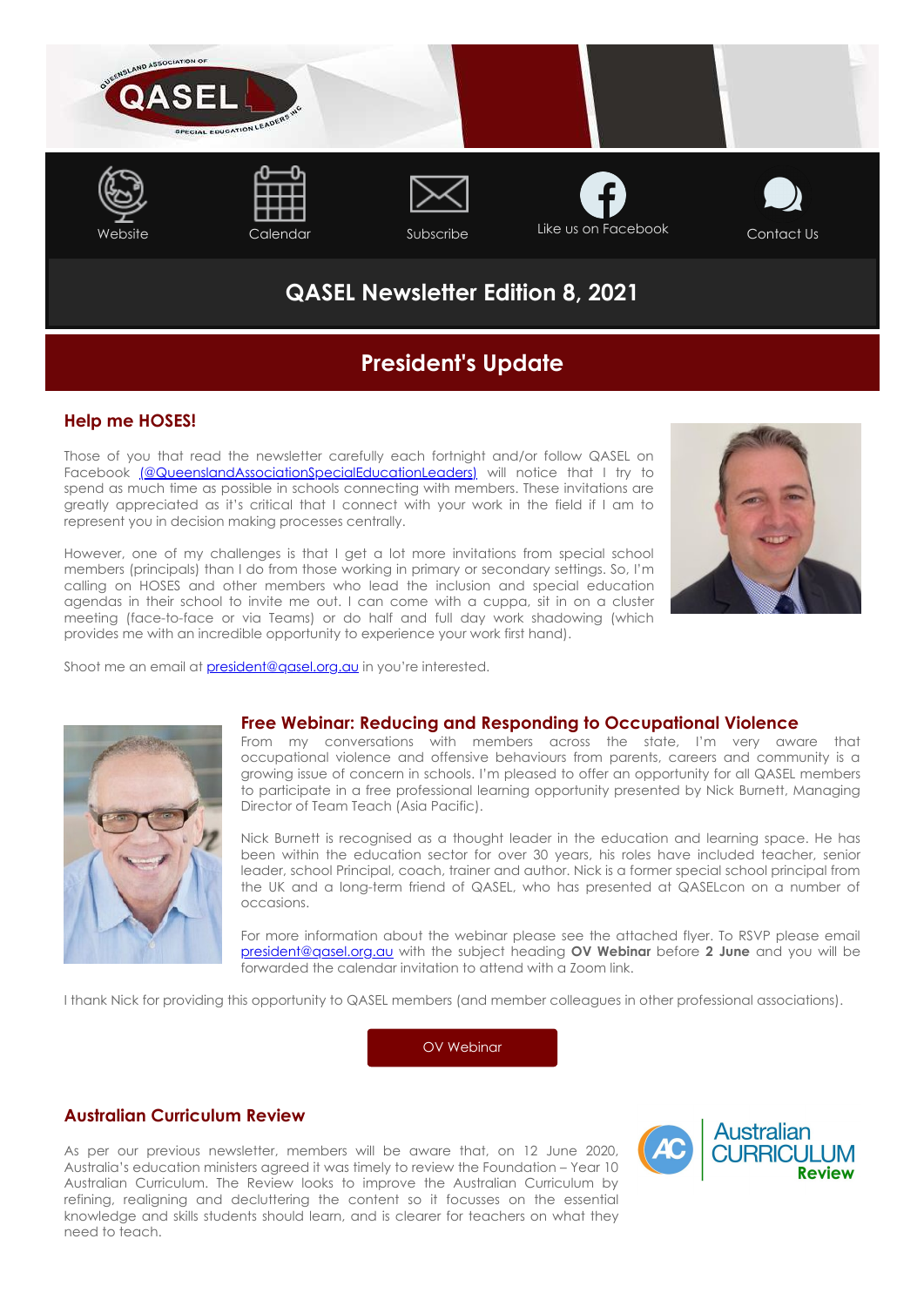Website | Calendar | Subscribe | Like us on Facebook | Contact Us

# QASEL Newsletter Edition 8, 2021

## President's Update

### Help me HOSES!

Those of you that read the newsletter carefully each fortnight and/or follow QASEL on Facebook (@QueenslandAssociationSpecialEducationLeaders) will notice that I try to spend as much time as possible in schools connecting with members. These invitations are greatly appreciated as it's critical that I connect with your work in the field if I am to represent you in decision making processes centrally.

However, one of my challenges is that I get a lot more invitations from special school members (principals) than I do from those working in primary or secondary settings. So, I'm calling on HOSES and other members who lead the inclusion and special education agendas in their school to invite me out. I can come with a cuppa, sit in on a cluster meeting (face-to-face or via Teams) or do half and full day work shadowing (which provides me with an incredible opportunity to experience your work first hand).

Shoot me an email at president@qasel.org.au in you're interested.

### Free Webinar: Reducing and Responding to Occupational Violence

From my conversations with members across the state, I'm very aware that occupational violence and offensive behaviours from parents, careers and community is a growing issue of concern in schools. I'm pleased to offer an opportunity for all QASEL members to participate in a free professional learning opportunity presented by Nick Burnett, Managing Director of Team Teach (Asia Pacific).

Nick Burnett is recognised as a thought leader in the education and learning space. He has been within the education sector for over 30 years, his roles have included teacher, senior leader, school Principal, coach, trainer and author. Nick is a former special school principal from the UK and a long-term friend of QASEL, who has presented at QASELcon on a number of occasions.

For more information about the webinar please see the attached flyer. To RSVP please email president@qasel.org.au with the subject heading **OV Webinar** before **2 June** and you will be forwarded the calendar invitation to attend with a Zoom link.

I thank Nick for providing this opportunity to QASEL members (and member colleagues in other professional associations).

OV Webinar

### Australian Curriculum Review

As per our previous newsletter, members will be aware that, on 12 June 2020, Australia's education ministers agreed it was timely to review the Foundation – Year 10 Australian Curriculum. The Review looks to improve the Australian Curriculum by refining, realigning and decluttering the content so it focusses on the essential knowledge and skills students should learn, and is clearer for teachers on what they need to teach.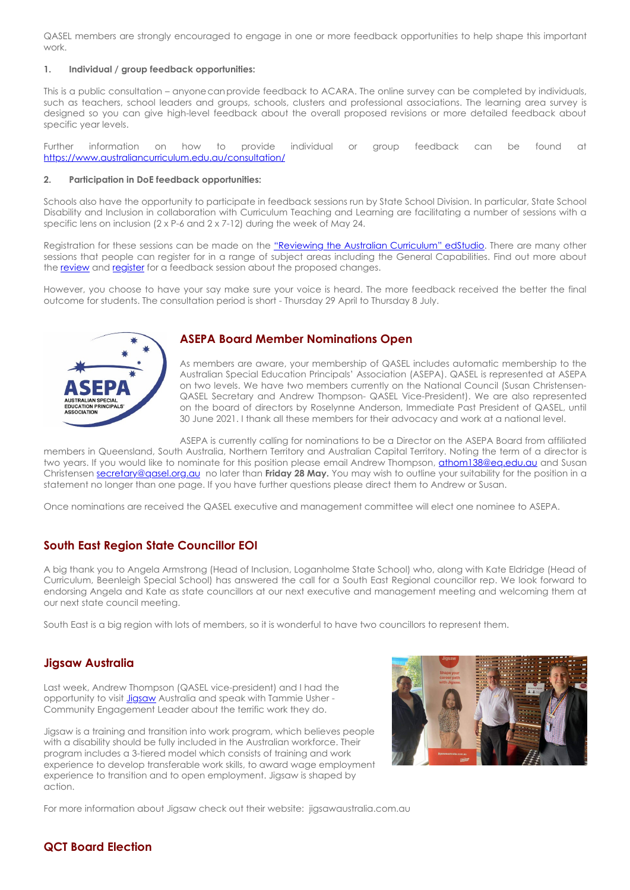QASEL members are strongly encouraged to engage in one or more feedback opportunities to help shape this important work.

**1. Individual / group feedback opportunities:**

This is a public consultation – anyone can provide feedback to ACARA. The online survey can be completed by individuals, such as teachers, school leaders and groups, schools, clusters and professional associations. The learning area survey is designed so you can give high-level feedback about the overall proposed revisions or more detailed feedback about specific year levels.

Further information on how to provide individual or group feedback can be found at https://www.australiancurriculum.edu.au/consultation/

**2. Participation in DoE feedback opportunities:**

Schools also have the opportunity to participate in feedback sessions run by State School Division. In particular, State School Disability and Inclusion in collaboration with Curriculum Teaching and Learning are facilitating a number of sessions with a specific lens on inclusion (2 x P-6 and 2 x 7-12) during the week of May 24.

Registration for these sessions can be made on the "Reviewing the Australian Curriculum" edStudio. There are many other sessions that people can register for in a range of subject areas including the General Capabilities. Find out more about the review and register for a feedback session about the proposed changes.

However, you choose to have your say make sure your voice is heard. The more feedback received the better the final outcome for students. The consultation period is short - Thursday 29 April to Thursday 8 July.

## ASEPA Board Member Nominations Open

As members are aware, your membership of QASEL includes automatic membership to the Australian Special Education Principals' Association (ASEPA). QASEL is represented at ASEPA on two levels. We have two members currently on the National Council (Susan Christensen-QASEL Secretary and Andrew Thompson- QASEL Vice-President). We are also represented on the board of directors by Roselynne Anderson, Immediate Past President of QASEL, until 30 June 2021. I thank all these members for their advocacy and work at a national level.

ASEPA is currently calling for nominations to be a Director on the ASEPA Board from affiliated members in Queensland, South Australia, Northern Territory and Australian Capital Territory. Noting the term of a director is two years. If you would like to nominate for this position please email Andrew Thompson, athom138@eq.edu.au and Susan Christensen secretary@qasel.org.au no later than **Friday 28 May.** You may wish to outline your suitability for the position in a statement no longer than one page. If you have further questions please direct them to Andrew or Susan.

Once nominations are received the QASEL executive and management committee will elect one nominee to ASEPA.

## South East Region State Councillor EOI

A big thank you to Angela Armstrong (Head of Inclusion, Loganholme State School) who, along with Kate Eldridge (Head of Curriculum, Beenleigh Special School) has answered the call for a South East Regional councillor rep. We look forward to endorsing Angela and Kate as state councillors at our next executive and management meeting and welcoming them at our next state council meeting.

South East is a big region with lots of members, so it is wonderful to have two councillors to represent them.

## Jigsaw Australia

Last week, Andrew Thompson (QASEL vice-president) and I had the opportunity to visit Jigsaw Australia and speak with Tammie Usher - Community Engagement Leader about the terrific work they do.

Jigsaw is a training and transition into work program, which believes people with a disability should be fully included in the Australian workforce. Their program includes a 3-tiered model which consists of training and work experience to develop transferable work skills, to award wage employment experience to transition and to open employment. Jigsaw is shaped by action.

For more information about Jigsaw check out their website: jigsawaustralia.com.au

## QCT Board Election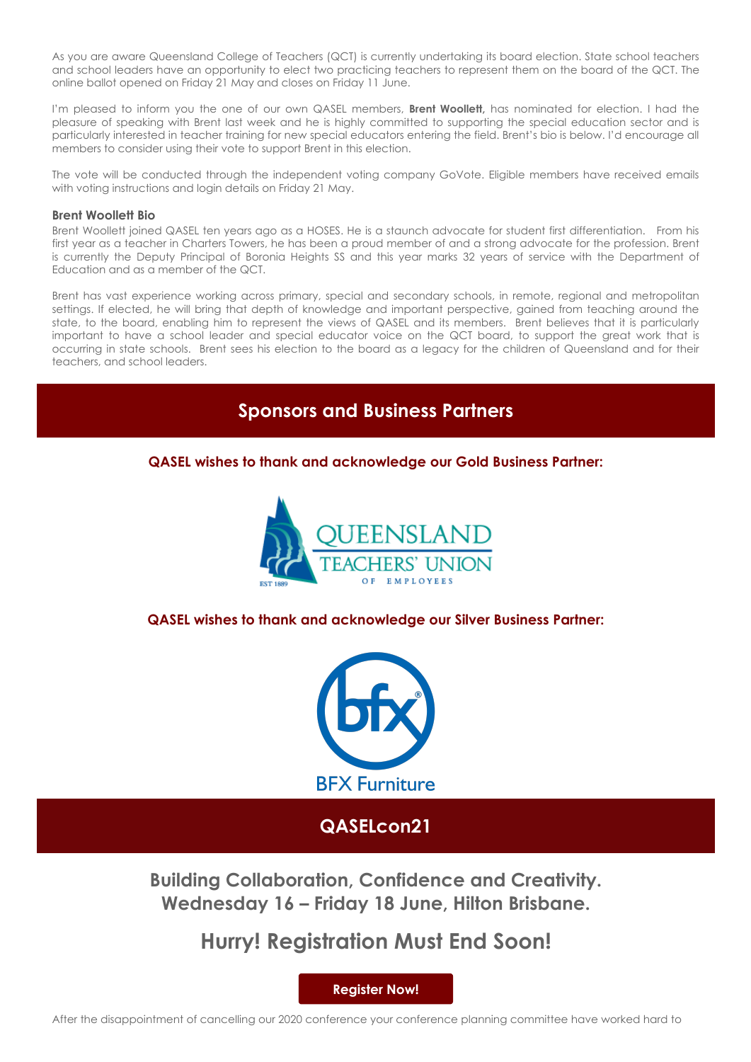As you are aware Queensland College of Teachers (QCT) is currently undertaking its board election. State school teachers and school leaders have an opportunity to elect two practicing teachers to represent them on the board of the QCT. The online ballot opened on Friday 21 May and closes on Friday 11 June.

I'm pleased to inform you the one of our own QASEL members, **Brent Woollett,** has nominated for election. I had the pleasure of speaking with Brent last week and he is highly committed to supporting the special education sector and is particularly interested in teacher training for new special educators entering the field. Brent's bio is below. I'd encourage all members to consider using their vote to support Brent in this election.

The vote will be conducted through the independent voting company GoVote. Eligible members have received emails with voting instructions and login details on Friday 21 May.

**Brent Woollett Bio**

Brent Woollett joined QASEL ten years ago as a HOSES. He is a staunch advocate for student first differentiation. From his first year as a teacher in Charters Towers, he has been a proud member of and a strong advocate for the profession. Brent is currently the Deputy Principal of Boronia Heights SS and this year marks 32 years of service with the Department of Education and as a member of the QCT.

Brent has vast experience working across primary, special and secondary schools, in remote, regional and metropolitan settings. If elected, he will bring that depth of knowledge and important perspective, gained from teaching around the state, to the board, enabling him to represent the views of QASEL and its members. Brent believes that it is particularly important to have a school leader and special educator voice on the QCT board, to support the great work that is occurring in state schools. Brent sees his election to the board as a legacy for the children of Queensland and for their teachers, and school leaders.

## Sponsors and Business Partners

**QASEL wishes to thank and acknowledge our Gold Business Partner:**

QUEENSLAND TEACHERS' UNION OF EMPLOYEES EST 1889

**QASEL wishes to thank and acknowledge our Silver Business Partner:**

BFX Furniture

## QASELcon21

### Building Collaboration, Confidence and Creativity. Wednesday 16 – Friday 18 June, Hilton Brisbane.

## Hurry! Registration Must End Soon!

**Register Now!**

After the disappointment of cancelling our 2020 conference your conference planning committee have worked hard to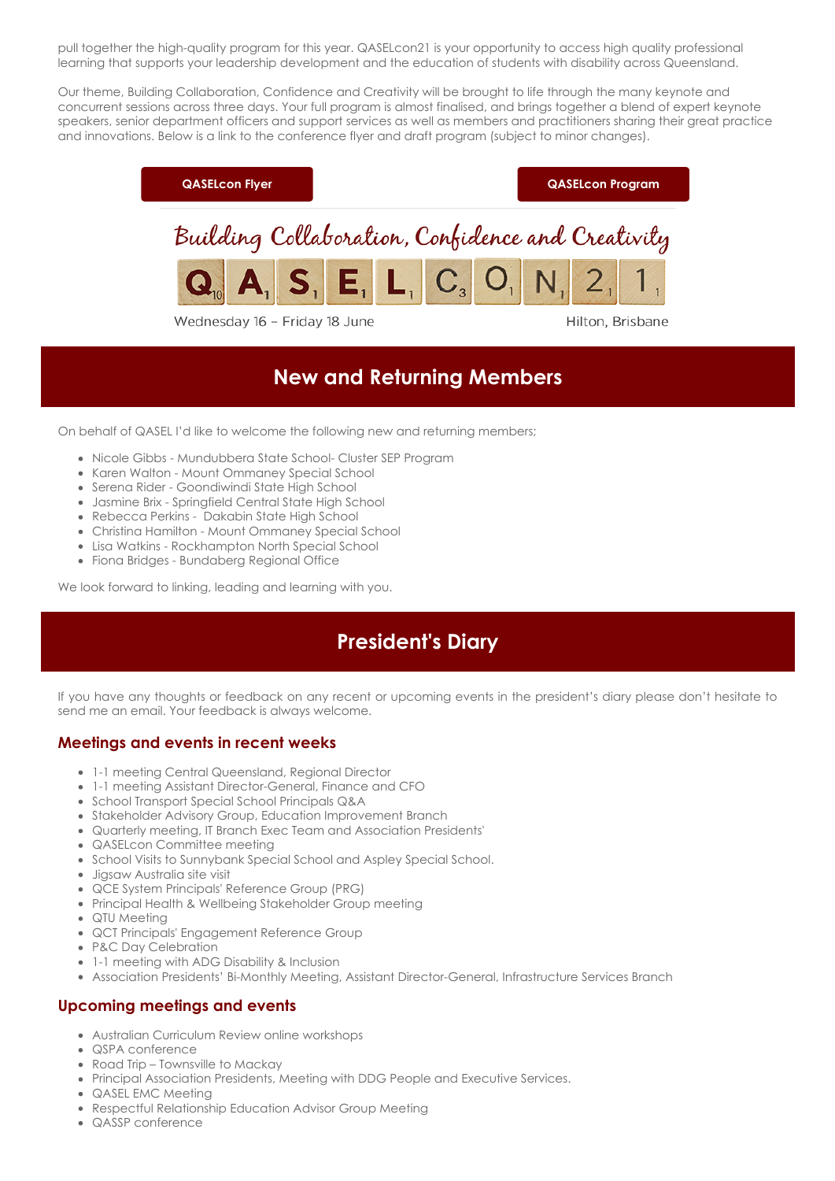pull together the high-quality program for this year. QASELcon21 is your opportunity to access high quality professional learning that supports your leadership development and the education of students with disability across Queensland.

Our theme, Building Collaboration, Confidence and Creativity will be brought to life through the many keynote and concurrent sessions across three days. Your full program is almost finalised, and brings together a blend of expert keynote speakers, senior department officers and support services as well as members and practitioners sharing their great practice and innovations. Below is a link to the conference flyer and draft program (subject to minor changes).

**QASELcon Flyer** | **QASELcon Program**

Building Collaboration, Confidence and Creativity

QASELCON21

Wednesday 16 – Friday 18 June

Hilton, Brisbane

## New and Returning Members

On behalf of QASEL I'd like to welcome the following new and returning members;

- Nicole Gibbs - Mundubbera State School- Cluster SEP Program
- Karen Walton - Mount Ommaney Special School
- Serena Rider - Goondiwindi State High School
- Jasmine Brix - Springfield Central State High School
- Rebecca Perkins - Dakabin State High School
- Christina Hamilton - Mount Ommaney Special School
- Lisa Watkins - Rockhampton North Special School
- Fiona Bridges - Bundaberg Regional Office

We look forward to linking, leading and learning with you.

## President's Diary

If you have any thoughts or feedback on any recent or upcoming events in the president's diary please don't hesitate to send me an email. Your feedback is always welcome.

### Meetings and events in recent weeks

- 1-1 meeting Central Queensland, Regional Director
- 1-1 meeting Assistant Director-General, Finance and CFO
- School Transport Special School Principals Q&A
- Stakeholder Advisory Group, Education Improvement Branch
- Quarterly meeting, IT Branch Exec Team and Association Presidents'
- QASELcon Committee meeting
- School Visits to Sunnybank Special School and Aspley Special School.
- Jigsaw Australia site visit
- QCE System Principals' Reference Group (PRG)
- Principal Health & Wellbeing Stakeholder Group meeting
- QTU Meeting
- QCT Principals' Engagement Reference Group
- P&C Day Celebration
- 1-1 meeting with ADG Disability & Inclusion
- Association Presidents' Bi-Monthly Meeting, Assistant Director-General, Infrastructure Services Branch

### Upcoming meetings and events

- Australian Curriculum Review online workshops
- QSPA conference
- Road Trip – Townsville to Mackay
- Principal Association Presidents, Meeting with DDG People and Executive Services.
- QASEL EMC Meeting
- Respectful Relationship Education Advisor Group Meeting
- QASSP conference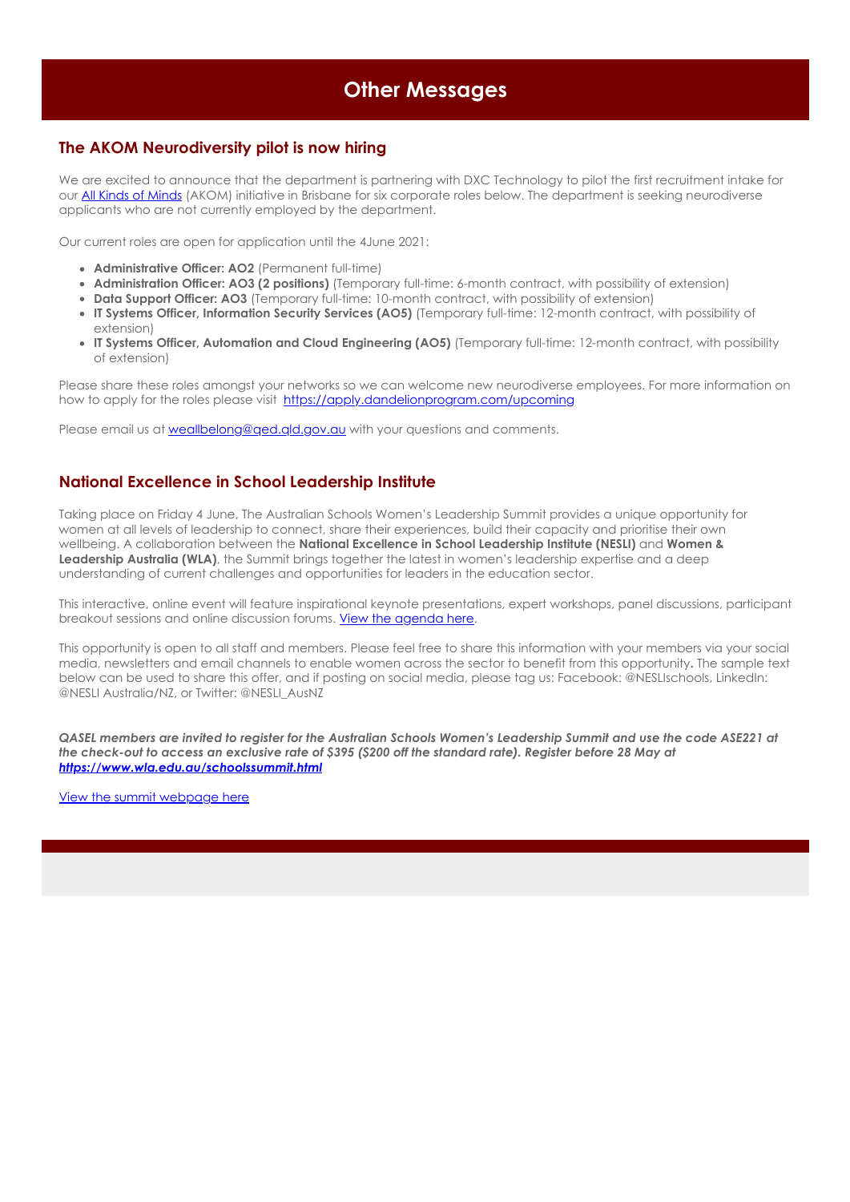# Other Messages

## The AKOM Neurodiversity pilot is now hiring

We are excited to announce that the department is partnering with DXC Technology to pilot the first recruitment intake for our All Kinds of Minds (AKOM) initiative in Brisbane for six corporate roles below. The department is seeking neurodiverse applicants who are not currently employed by the department.

Our current roles are open for application until the 4June 2021:

- **Administrative Officer: AO2** (Permanent full-time)
- **Administration Officer: AO3 (2 positions)** (Temporary full-time: 6-month contract, with possibility of extension)
- **Data Support Officer: AO3** (Temporary full-time: 10-month contract, with possibility of extension)
- **IT Systems Officer, Information Security Services (AO5)** (Temporary full-time: 12-month contract, with possibility of extension)
- **IT Systems Officer, Automation and Cloud Engineering (AO5)** (Temporary full-time: 12-month contract, with possibility of extension)

Please share these roles amongst your networks so we can welcome new neurodiverse employees. For more information on how to apply for the roles please visit https://apply.dandelionprogram.com/upcoming

Please email us at weallbelong@qed.qld.gov.au with your questions and comments.

## National Excellence in School Leadership Institute

Taking place on Friday 4 June, The Australian Schools Women's Leadership Summit provides a unique opportunity for women at all levels of leadership to connect, share their experiences, build their capacity and prioritise their own wellbeing. A collaboration between the **National Excellence in School Leadership Institute (NESLI)** and **Women & Leadership Australia (WLA)**, the Summit brings together the latest in women's leadership expertise and a deep understanding of current challenges and opportunities for leaders in the education sector.

This interactive, online event will feature inspirational keynote presentations, expert workshops, panel discussions, participant breakout sessions and online discussion forums. View the agenda here.

This opportunity is open to all staff and members. Please feel free to share this information with your members via your social media, newsletters and email channels to enable women across the sector to benefit from this opportunity**.** The sample text below can be used to share this offer, and if posting on social media, please tag us: Facebook: @NESLIschools, LinkedIn: @NESLI Australia/NZ, or Twitter: @NESLI_AusNZ

***QASEL members are invited to register for the Australian Schools Women's Leadership Summit and use the code ASE221 at the check-out to access an exclusive rate of $395 ($200 off the standard rate). Register before 28 May at https://www.wla.edu.au/schoolssummit.html***

View the summit webpage here